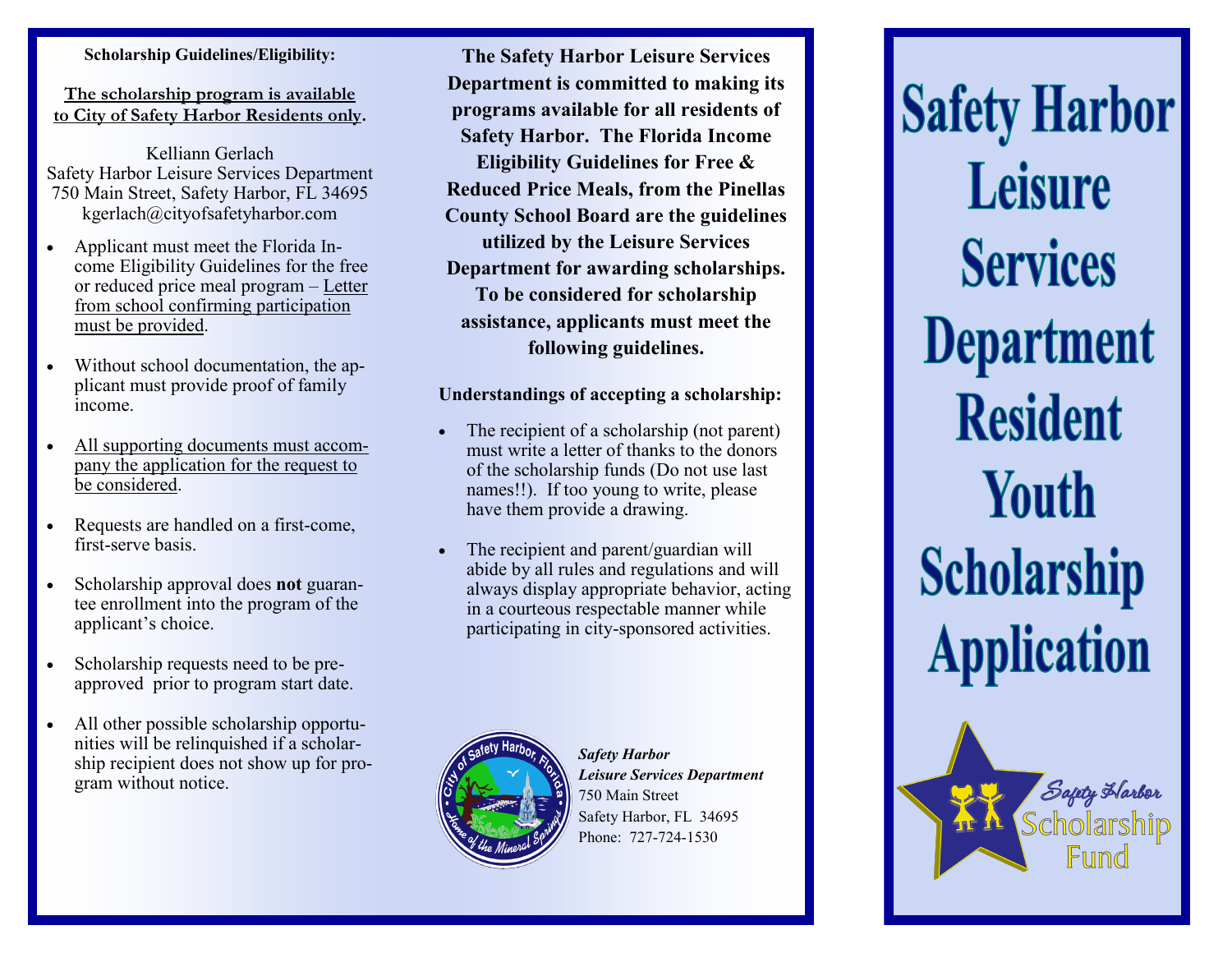**Scholarship Guidelines/Eligibility:**

**The scholarship program is available to City of Safety Harbor Residents only.**

Kelliann Gerlach
Safety Harbor Leisure Services Department
750 Main Street, Safety Harbor, FL 34695
kgerlach@cityofsafetyharbor.com

- Applicant must meet the Florida Income Eligibility Guidelines for the free or reduced price meal program – Letter from school confirming participation must be provided.
- Without school documentation, the applicant must provide proof of family income.
- All supporting documents must accompany the application for the request to be considered.
- Requests are handled on a first-come, first-serve basis.
- Scholarship approval does **not** guarantee enrollment into the program of the applicant's choice.
- Scholarship requests need to be pre-approved prior to program start date.
- All other possible scholarship opportunities will be relinquished if a scholarship recipient does not show up for program without notice.

**The Safety Harbor Leisure Services Department is committed to making its programs available for all residents of Safety Harbor. The Florida Income Eligibility Guidelines for Free & Reduced Price Meals, from the Pinellas County School Board are the guidelines utilized by the Leisure Services Department for awarding scholarships. To be considered for scholarship assistance, applicants must meet the following guidelines.**

**Understandings of accepting a scholarship:**

- The recipient of a scholarship (not parent) must write a letter of thanks to the donors of the scholarship funds (Do not use last names!!). If too young to write, please have them provide a drawing.
- The recipient and parent/guardian will abide by all rules and regulations and will always display appropriate behavior, acting in a courteous respectable manner while participating in city-sponsored activities.

***Safety Harbor***
***Leisure Services Department***
750 Main Street
Safety Harbor, FL 34695
Phone: 727-724-1530

# Safety Harbor Leisure Services Department Resident Youth Scholarship Application

Safety Harbor Scholarship Fund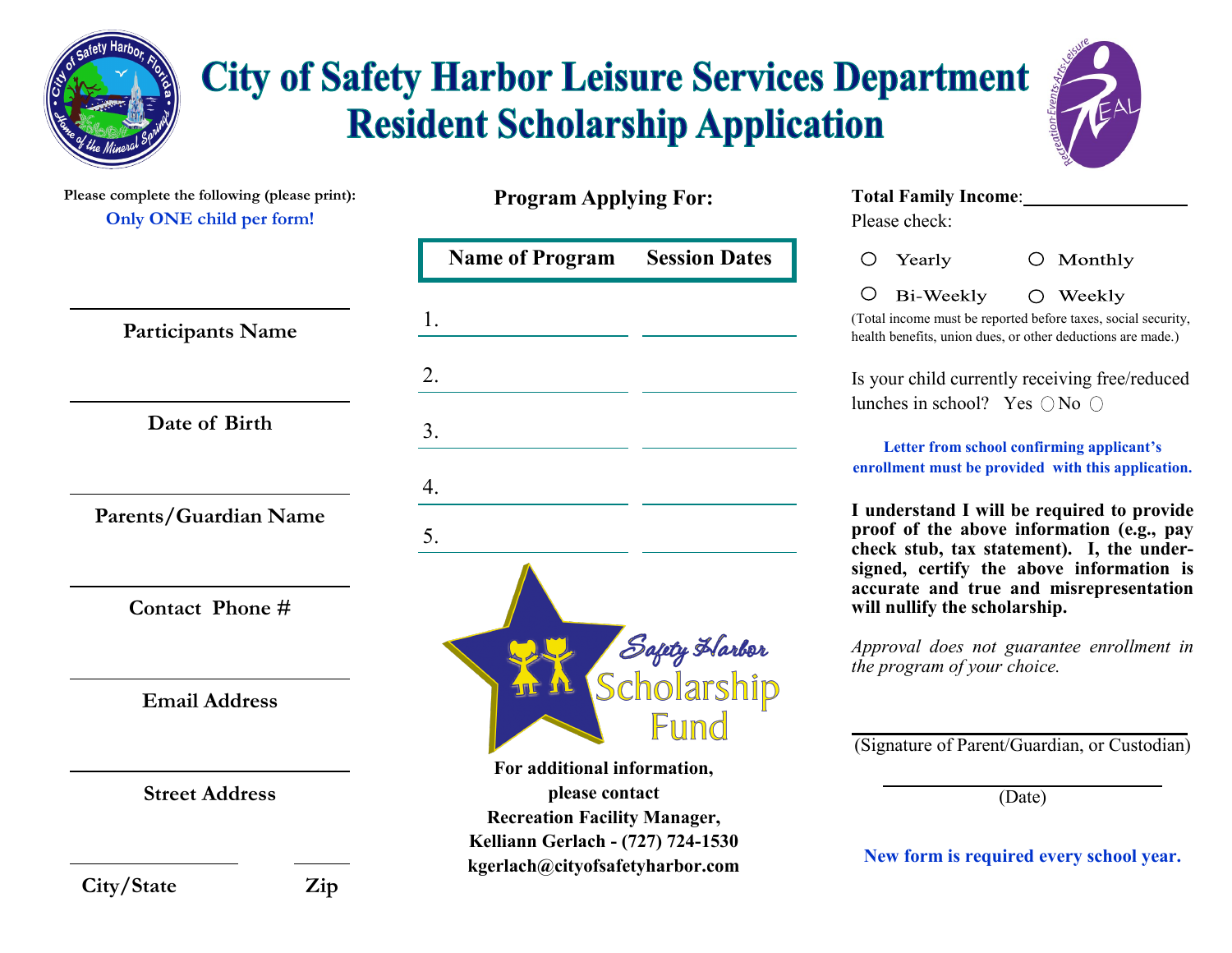# City of Safety Harbor Leisure Services Department
# Resident Scholarship Application

**Please complete the following (please print):**

**Only ONE child per form!**

**Participants Name**

**Date of Birth**

**Parents/Guardian Name**

**Contact Phone #**

**Email Address**

**Street Address**

**City/State** **Zip**

## Program Applying For:

| Name of Program | Session Dates |
|---|---|
| 1. | |
| 2. | |
| 3. | |
| 4. | |
| 5. | |

Safety Harbor Scholarship Fund

**For additional information, please contact Recreation Facility Manager, Kelliann Gerlach - (727) 724-1530 kgerlach@cityofsafetyharbor.com**

**Total Family Income**:

Please check:

- ○ Yearly
- ○ Monthly
- ○ Bi-Weekly
- ○ Weekly

(Total income must be reported before taxes, social security, health benefits, union dues, or other deductions are made.)

Is your child currently receiving free/reduced lunches in school? Yes ○ No ○

**Letter from school confirming applicant's enrollment must be provided with this application.**

**I understand I will be required to provide proof of the above information (e.g., pay check stub, tax statement). I, the undersigned, certify the above information is accurate and true and misrepresentation will nullify the scholarship.**

*Approval does not guarantee enrollment in the program of your choice.*

(Signature of Parent/Guardian, or Custodian)

(Date)

**New form is required every school year.**